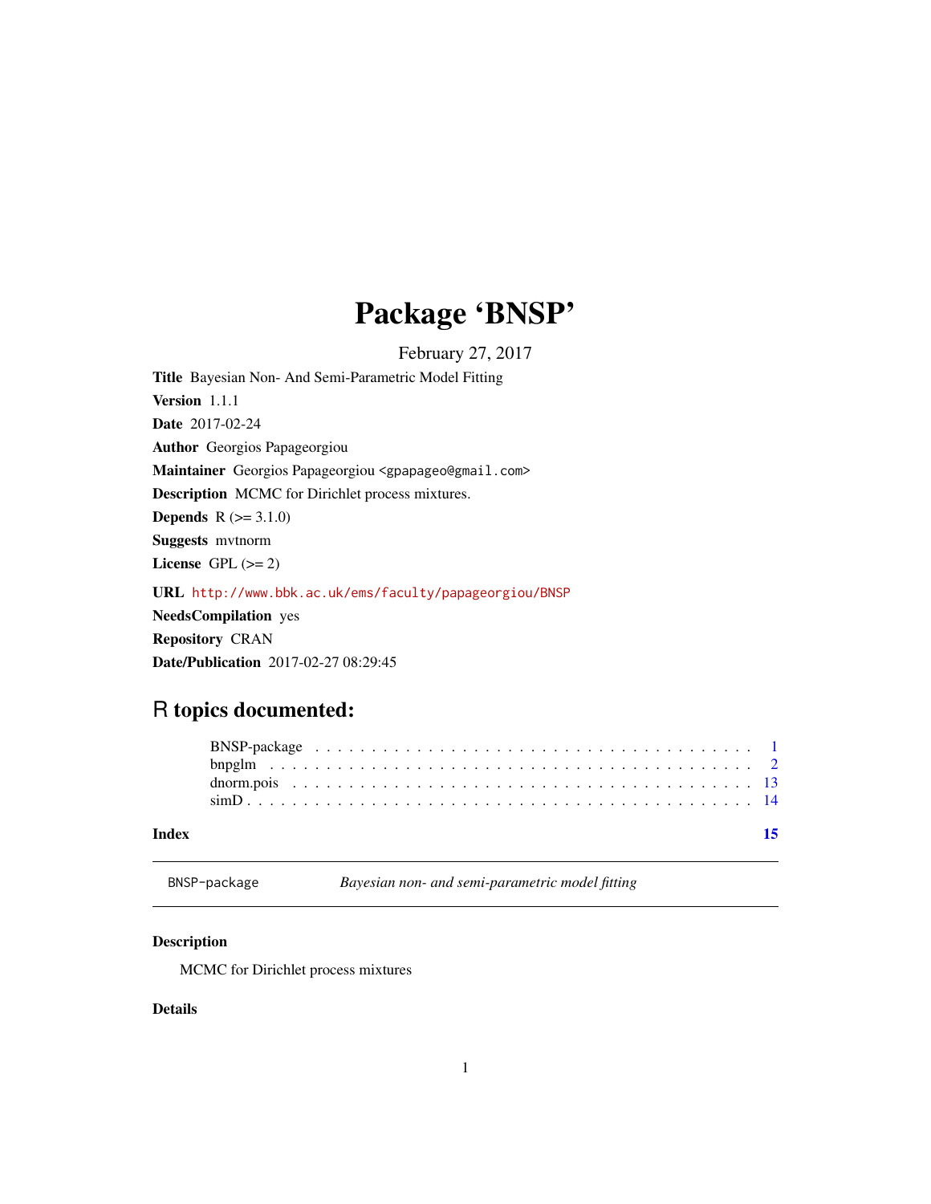# Package 'BNSP'

February 27, 2017

**Title** Bayesian Non- And Semi-Parametric Model Fitting

**Version** 1.1.1

**Date** 2017-02-24

**Author** Georgios Papageorgiou

**Maintainer** Georgios Papageorgiou <gpapageo@gmail.com>

**Description** MCMC for Dirichlet process mixtures.

**Depends** R (>= 3.1.0)

**Suggests** mvtnorm

**License** GPL (>= 2)

**URL** http://www.bbk.ac.uk/ems/faculty/papageorgiou/BNSP

**NeedsCompilation** yes

**Repository** CRAN

**Date/Publication** 2017-02-27 08:29:45

## R topics documented:

| | |
|---|---|
| BNSP-package | 1 |
| bnpglm | 2 |
| dnorm.pois | 13 |
| simD | 14 |
| **Index** | **15** |

---

BNSP-package *Bayesian non- and semi-parametric model fitting*

---

### Description

MCMC for Dirichlet process mixtures

### Details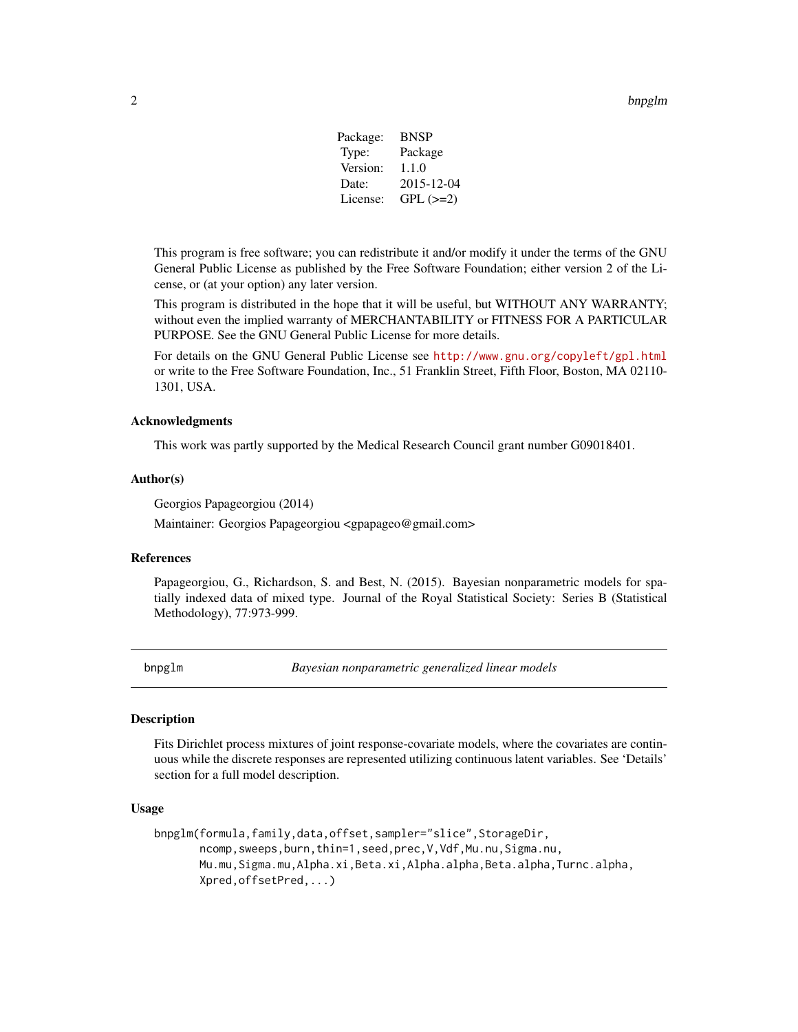| | |
|---|---|
| Package: | BNSP |
| Type: | Package |
| Version: | 1.1.0 |
| Date: | 2015-12-04 |
| License: | GPL (>=2) |

This program is free software; you can redistribute it and/or modify it under the terms of the GNU General Public License as published by the Free Software Foundation; either version 2 of the License, or (at your option) any later version.

This program is distributed in the hope that it will be useful, but WITHOUT ANY WARRANTY; without even the implied warranty of MERCHANTABILITY or FITNESS FOR A PARTICULAR PURPOSE. See the GNU General Public License for more details.

For details on the GNU General Public License see http://www.gnu.org/copyleft/gpl.html or write to the Free Software Foundation, Inc., 51 Franklin Street, Fifth Floor, Boston, MA 02110-1301, USA.

### Acknowledgments

This work was partly supported by the Medical Research Council grant number G09018401.

### Author(s)

Georgios Papageorgiou (2014)

Maintainer: Georgios Papageorgiou <gpapageo@gmail.com>

### References

Papageorgiou, G., Richardson, S. and Best, N. (2015). Bayesian nonparametric models for spatially indexed data of mixed type. Journal of the Royal Statistical Society: Series B (Statistical Methodology), 77:973-999.

## bnpglm — *Bayesian nonparametric generalized linear models*

### Description

Fits Dirichlet process mixtures of joint response-covariate models, where the covariates are continuous while the discrete responses are represented utilizing continuous latent variables. See 'Details' section for a full model description.

### Usage

```
bnpglm(formula,family,data,offset,sampler="slice",StorageDir,
       ncomp,sweeps,burn,thin=1,seed,prec,V,Vdf,Mu.nu,Sigma.nu,
       Mu.mu,Sigma.mu,Alpha.xi,Beta.xi,Alpha.alpha,Beta.alpha,Turnc.alpha,
       Xpred,offsetPred,...)
```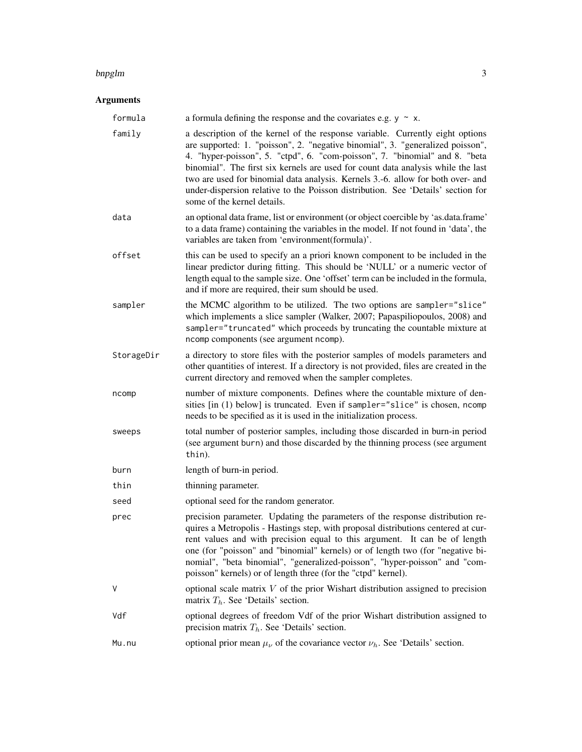## Arguments

`formula` a formula defining the response and the covariates e.g. `y ~ x`.

`family` a description of the kernel of the response variable. Currently eight options are supported: 1. "poisson", 2. "negative binomial", 3. "generalized poisson", 4. "hyper-poisson", 5. "ctpd", 6. "com-poisson", 7. "binomial" and 8. "beta binomial". The first six kernels are used for count data analysis while the last two are used for binomial data analysis. Kernels 3.-6. allow for both over- and under-dispersion relative to the Poisson distribution. See 'Details' section for some of the kernel details.

`data` an optional data frame, list or environment (or object coercible by 'as.data.frame' to a data frame) containing the variables in the model. If not found in 'data', the variables are taken from 'environment(formula)'.

`offset` this can be used to specify an a priori known component to be included in the linear predictor during fitting. This should be 'NULL' or a numeric vector of length equal to the sample size. One 'offset' term can be included in the formula, and if more are required, their sum should be used.

`sampler` the MCMC algorithm to be utilized. The two options are `sampler="slice"` which implements a slice sampler (Walker, 2007; Papaspiliopoulos, 2008) and `sampler="truncated"` which proceeds by truncating the countable mixture at `ncomp` components (see argument `ncomp`).

`StorageDir` a directory to store files with the posterior samples of models parameters and other quantities of interest. If a directory is not provided, files are created in the current directory and removed when the sampler completes.

`ncomp` number of mixture components. Defines where the countable mixture of densities [in (1) below] is truncated. Even if `sampler="slice"` is chosen, `ncomp` needs to be specified as it is used in the initialization process.

`sweeps` total number of posterior samples, including those discarded in burn-in period (see argument `burn`) and those discarded by the thinning process (see argument `thin`).

`burn` length of burn-in period.

`thin` thinning parameter.

`seed` optional seed for the random generator.

`prec` precision parameter. Updating the parameters of the response distribution requires a Metropolis - Hastings step, with proposal distributions centered at current values and with precision equal to this argument. It can be of length one (for "poisson" and "binomial" kernels) or of length two (for "negative binomial", "beta binomial", "generalized-poisson", "hyper-poisson" and "com-poisson" kernels) or of length three (for the "ctpd" kernel).

`V` optional scale matrix $V$ of the prior Wishart distribution assigned to precision matrix $T_h$. See 'Details' section.

`Vdf` optional degrees of freedom Vdf of the prior Wishart distribution assigned to precision matrix $T_h$. See 'Details' section.

`Mu.nu` optional prior mean $\mu_\nu$ of the covariance vector $\nu_h$. See 'Details' section.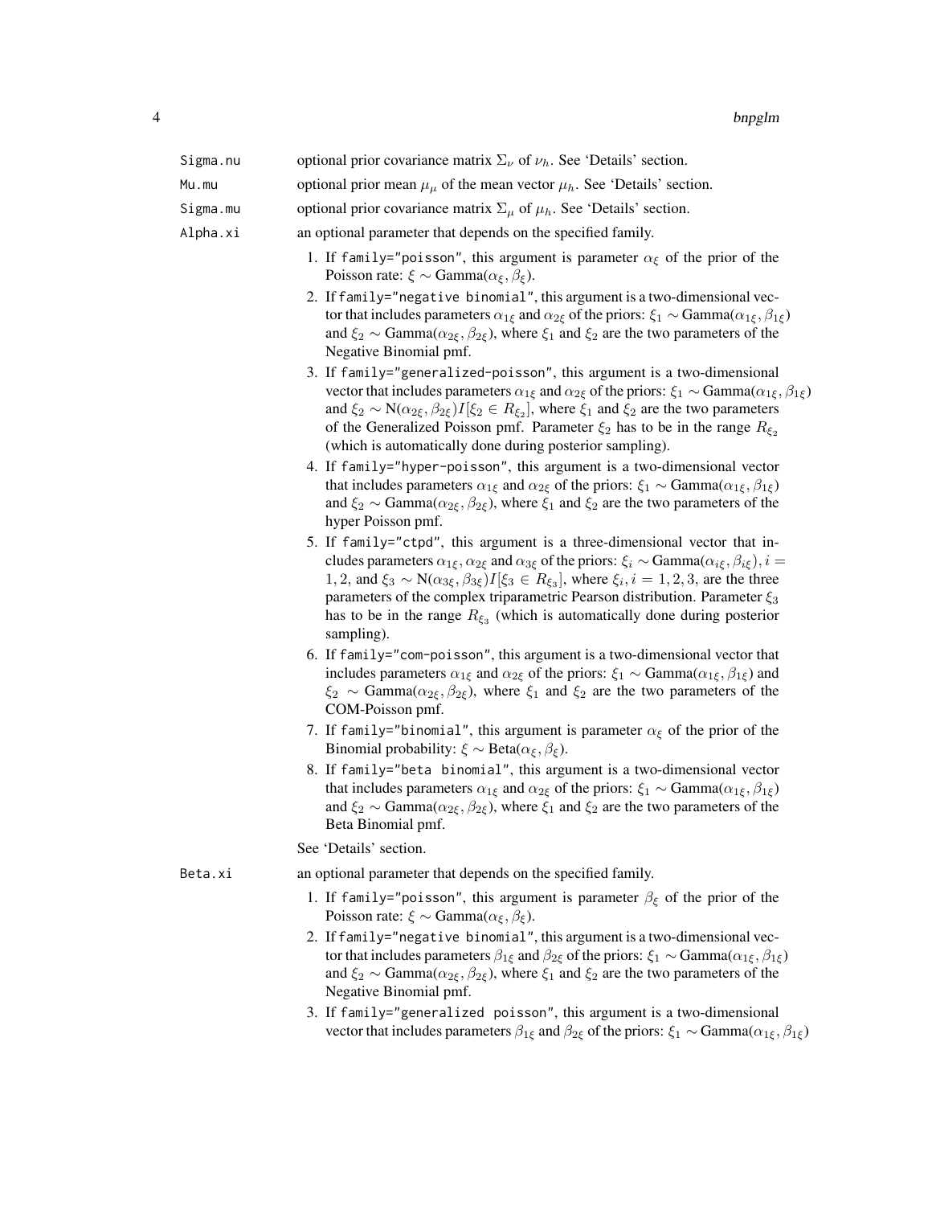`Sigma.nu` optional prior covariance matrix $\Sigma_\nu$ of $\nu_h$. See 'Details' section.

`Mu.mu` optional prior mean $\mu_\mu$ of the mean vector $\mu_h$. See 'Details' section.

`Sigma.mu` optional prior covariance matrix $\Sigma_\mu$ of $\mu_h$. See 'Details' section.

`Alpha.xi` an optional parameter that depends on the specified family.

1. If `family="poisson"`, this argument is parameter $\alpha_\xi$ of the prior of the Poisson rate: $\xi \sim \text{Gamma}(\alpha_\xi, \beta_\xi)$.
2. If `family="negative binomial"`, this argument is a two-dimensional vector that includes parameters $\alpha_{1\xi}$ and $\alpha_{2\xi}$ of the priors: $\xi_1 \sim \text{Gamma}(\alpha_{1\xi}, \beta_{1\xi})$ and $\xi_2 \sim \text{Gamma}(\alpha_{2\xi}, \beta_{2\xi})$, where $\xi_1$ and $\xi_2$ are the two parameters of the Negative Binomial pmf.
3. If `family="generalized-poisson"`, this argument is a two-dimensional vector that includes parameters $\alpha_{1\xi}$ and $\alpha_{2\xi}$ of the priors: $\xi_1 \sim \text{Gamma}(\alpha_{1\xi}, \beta_{1\xi})$ and $\xi_2 \sim \text{N}(\alpha_{2\xi}, \beta_{2\xi})I[\xi_2 \in R_{\xi_2}]$, where $\xi_1$ and $\xi_2$ are the two parameters of the Generalized Poisson pmf. Parameter $\xi_2$ has to be in the range $R_{\xi_2}$ (which is automatically done during posterior sampling).
4. If `family="hyper-poisson"`, this argument is a two-dimensional vector that includes parameters $\alpha_{1\xi}$ and $\alpha_{2\xi}$ of the priors: $\xi_1 \sim \text{Gamma}(\alpha_{1\xi}, \beta_{1\xi})$ and $\xi_2 \sim \text{Gamma}(\alpha_{2\xi}, \beta_{2\xi})$, where $\xi_1$ and $\xi_2$ are the two parameters of the hyper Poisson pmf.
5. If `family="ctpd"`, this argument is a three-dimensional vector that includes parameters $\alpha_{1\xi}$, $\alpha_{2\xi}$ and $\alpha_{3\xi}$ of the priors: $\xi_i \sim \text{Gamma}(\alpha_{i\xi}, \beta_{i\xi}), i = 1, 2$, and $\xi_3 \sim \text{N}(\alpha_{3\xi}, \beta_{3\xi})I[\xi_3 \in R_{\xi_3}]$, where $\xi_i, i = 1, 2, 3$, are the three parameters of the complex triparametric Pearson distribution. Parameter $\xi_3$ has to be in the range $R_{\xi_3}$ (which is automatically done during posterior sampling).
6. If `family="com-poisson"`, this argument is a two-dimensional vector that includes parameters $\alpha_{1\xi}$ and $\alpha_{2\xi}$ of the priors: $\xi_1 \sim \text{Gamma}(\alpha_{1\xi}, \beta_{1\xi})$ and $\xi_2 \sim \text{Gamma}(\alpha_{2\xi}, \beta_{2\xi})$, where $\xi_1$ and $\xi_2$ are the two parameters of the COM-Poisson pmf.
7. If `family="binomial"`, this argument is parameter $\alpha_\xi$ of the prior of the Binomial probability: $\xi \sim \text{Beta}(\alpha_\xi, \beta_\xi)$.
8. If `family="beta binomial"`, this argument is a two-dimensional vector that includes parameters $\alpha_{1\xi}$ and $\alpha_{2\xi}$ of the priors: $\xi_1 \sim \text{Gamma}(\alpha_{1\xi}, \beta_{1\xi})$ and $\xi_2 \sim \text{Gamma}(\alpha_{2\xi}, \beta_{2\xi})$, where $\xi_1$ and $\xi_2$ are the two parameters of the Beta Binomial pmf.

See 'Details' section.

`Beta.xi` an optional parameter that depends on the specified family.

1. If `family="poisson"`, this argument is parameter $\beta_\xi$ of the prior of the Poisson rate: $\xi \sim \text{Gamma}(\alpha_\xi, \beta_\xi)$.
2. If `family="negative binomial"`, this argument is a two-dimensional vector that includes parameters $\beta_{1\xi}$ and $\beta_{2\xi}$ of the priors: $\xi_1 \sim \text{Gamma}(\alpha_{1\xi}, \beta_{1\xi})$ and $\xi_2 \sim \text{Gamma}(\alpha_{2\xi}, \beta_{2\xi})$, where $\xi_1$ and $\xi_2$ are the two parameters of the Negative Binomial pmf.
3. If `family="generalized poisson"`, this argument is a two-dimensional vector that includes parameters $\beta_{1\xi}$ and $\beta_{2\xi}$ of the priors: $\xi_1 \sim \text{Gamma}(\alpha_{1\xi}, \beta_{1\xi})$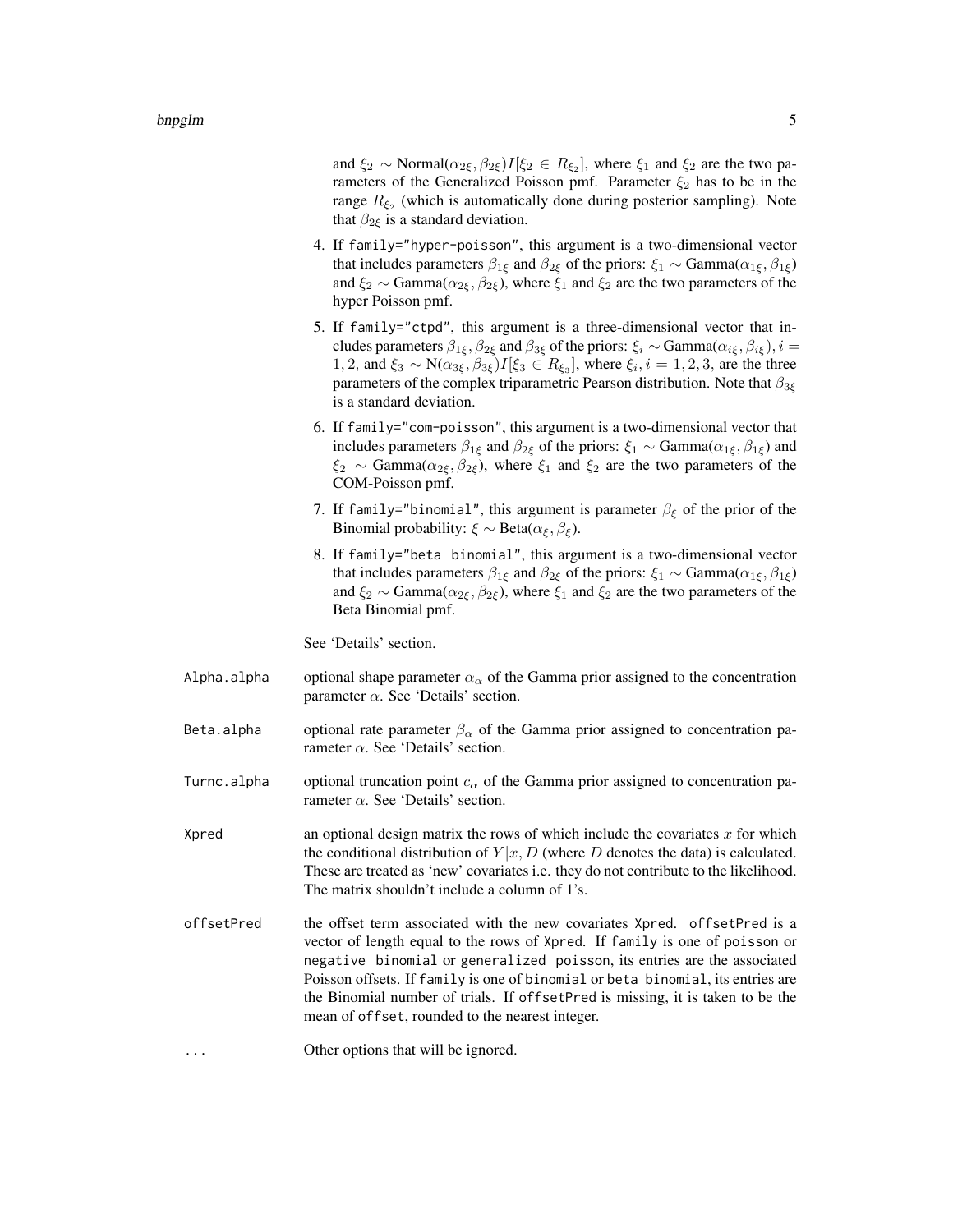and $\xi_2 \sim \text{Normal}(\alpha_{2\xi}, \beta_{2\xi}) I[\xi_2 \in R_{\xi_2}]$, where $\xi_1$ and $\xi_2$ are the two parameters of the Generalized Poisson pmf. Parameter $\xi_2$ has to be in the range $R_{\xi_2}$ (which is automatically done during posterior sampling). Note that $\beta_{2\xi}$ is a standard deviation.

4. If `family="hyper-poisson"`, this argument is a two-dimensional vector that includes parameters $\beta_{1\xi}$ and $\beta_{2\xi}$ of the priors: $\xi_1 \sim \text{Gamma}(\alpha_{1\xi}, \beta_{1\xi})$ and $\xi_2 \sim \text{Gamma}(\alpha_{2\xi}, \beta_{2\xi})$, where $\xi_1$ and $\xi_2$ are the two parameters of the hyper Poisson pmf.
5. If `family="ctpd"`, this argument is a three-dimensional vector that includes parameters $\beta_{1\xi}, \beta_{2\xi}$ and $\beta_{3\xi}$ of the priors: $\xi_i \sim \text{Gamma}(\alpha_{i\xi}, \beta_{i\xi}), i = 1, 2$, and $\xi_3 \sim \text{N}(\alpha_{3\xi}, \beta_{3\xi}) I[\xi_3 \in R_{\xi_3}]$, where $\xi_i, i = 1, 2, 3$, are the three parameters of the complex triparametric Pearson distribution. Note that $\beta_{3\xi}$ is a standard deviation.
6. If `family="com-poisson"`, this argument is a two-dimensional vector that includes parameters $\beta_{1\xi}$ and $\beta_{2\xi}$ of the priors: $\xi_1 \sim \text{Gamma}(\alpha_{1\xi}, \beta_{1\xi})$ and $\xi_2 \sim \text{Gamma}(\alpha_{2\xi}, \beta_{2\xi})$, where $\xi_1$ and $\xi_2$ are the two parameters of the COM-Poisson pmf.
7. If `family="binomial"`, this argument is parameter $\beta_\xi$ of the prior of the Binomial probability: $\xi \sim \text{Beta}(\alpha_\xi, \beta_\xi)$.
8. If `family="beta binomial"`, this argument is a two-dimensional vector that includes parameters $\beta_{1\xi}$ and $\beta_{2\xi}$ of the priors: $\xi_1 \sim \text{Gamma}(\alpha_{1\xi}, \beta_{1\xi})$ and $\xi_2 \sim \text{Gamma}(\alpha_{2\xi}, \beta_{2\xi})$, where $\xi_1$ and $\xi_2$ are the two parameters of the Beta Binomial pmf.

See 'Details' section.

`Alpha.alpha` optional shape parameter $\alpha_\alpha$ of the Gamma prior assigned to the concentration parameter $\alpha$. See 'Details' section.

`Beta.alpha` optional rate parameter $\beta_\alpha$ of the Gamma prior assigned to concentration parameter $\alpha$. See 'Details' section.

`Turnc.alpha` optional truncation point $c_\alpha$ of the Gamma prior assigned to concentration parameter $\alpha$. See 'Details' section.

`Xpred` an optional design matrix the rows of which include the covariates $x$ for which the conditional distribution of $Y|x, D$ (where $D$ denotes the data) is calculated. These are treated as 'new' covariates i.e. they do not contribute to the likelihood. The matrix shouldn't include a column of 1's.

`offsetPred` the offset term associated with the new covariates `Xpred`. `offsetPred` is a vector of length equal to the rows of `Xpred`. If `family` is one of `poisson` or `negative binomial` or `generalized poisson`, its entries are the associated Poisson offsets. If `family` is one of `binomial` or `beta binomial`, its entries are the Binomial number of trials. If `offsetPred` is missing, it is taken to be the mean of `offset`, rounded to the nearest integer.

`...` Other options that will be ignored.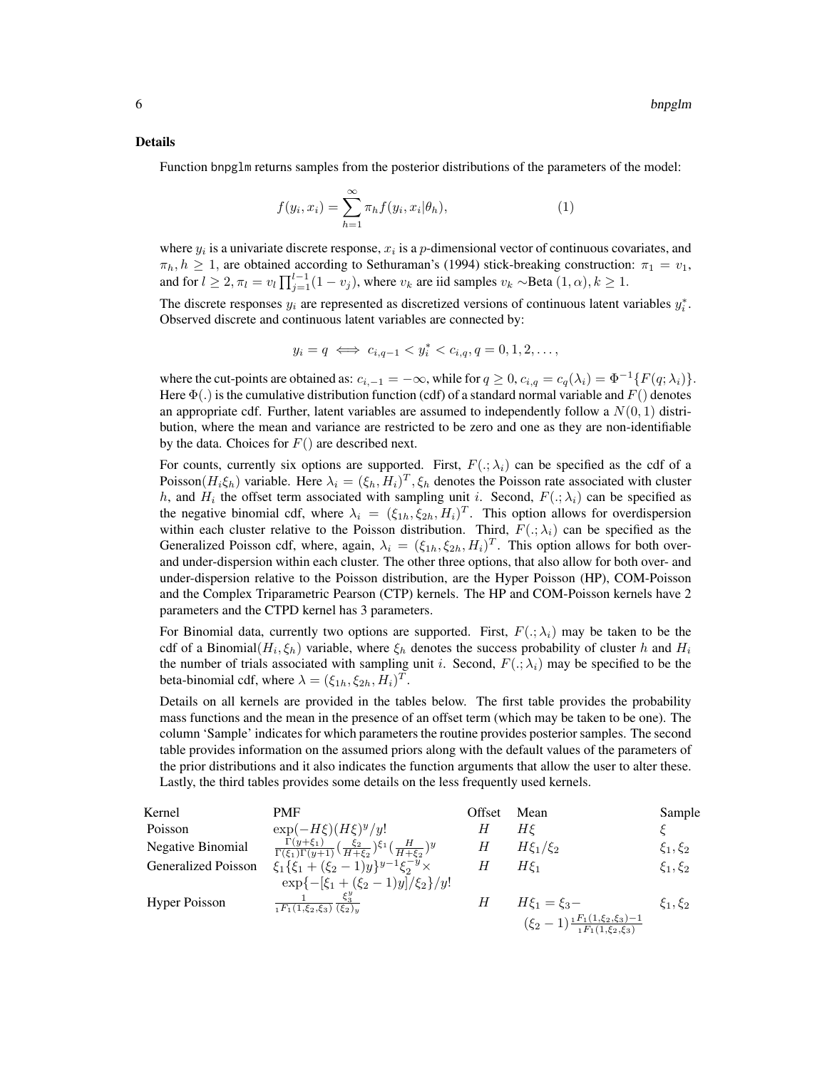### Details

Function bnpglm returns samples from the posterior distributions of the parameters of the model:

$$f(y_i, x_i) = \sum_{h=1}^{\infty} \pi_h f(y_i, x_i | \theta_h), \qquad (1)$$

where $y_i$ is a univariate discrete response, $x_i$ is a $p$-dimensional vector of continuous covariates, and $\pi_h, h \geq 1$, are obtained according to Sethuraman's (1994) stick-breaking construction: $\pi_1 = v_1$, and for $l \geq 2, \pi_l = v_l \prod_{j=1}^{l-1}(1 - v_j)$, where $v_k$ are iid samples $v_k \sim$Beta $(1, \alpha), k \geq 1$.

The discrete responses $y_i$ are represented as discretized versions of continuous latent variables $y_i^*$. Observed discrete and continuous latent variables are connected by:

$$y_i = q \iff c_{i,q-1} < y_i^* < c_{i,q}, q = 0, 1, 2, \ldots,$$

where the cut-points are obtained as: $c_{i,-1} = -\infty$, while for $q \geq 0$, $c_{i,q} = c_q(\lambda_i) = \Phi^{-1}\{F(q; \lambda_i)\}$. Here $\Phi(.)$ is the cumulative distribution function (cdf) of a standard normal variable and $F()$ denotes an appropriate cdf. Further, latent variables are assumed to independently follow a $N(0, 1)$ distribution, where the mean and variance are restricted to be zero and one as they are non-identifiable by the data. Choices for $F()$ are described next.

For counts, currently six options are supported. First, $F(.; \lambda_i)$ can be specified as the cdf of a Poisson$(H_i \xi_h)$ variable. Here $\lambda_i = (\xi_h, H_i)^T, \xi_h$ denotes the Poisson rate associated with cluster $h$, and $H_i$ the offset term associated with sampling unit $i$. Second, $F(.; \lambda_i)$ can be specified as the negative binomial cdf, where $\lambda_i = (\xi_{1h}, \xi_{2h}, H_i)^T$. This option allows for overdispersion within each cluster relative to the Poisson distribution. Third, $F(.; \lambda_i)$ can be specified as the Generalized Poisson cdf, where, again, $\lambda_i = (\xi_{1h}, \xi_{2h}, H_i)^T$. This option allows for both over- and under-dispersion within each cluster. The other three options, that also allow for both over- and under-dispersion relative to the Poisson distribution, are the Hyper Poisson (HP), COM-Poisson and the Complex Triparametric Pearson (CTP) kernels. The HP and COM-Poisson kernels have 2 parameters and the CTPD kernel has 3 parameters.

For Binomial data, currently two options are supported. First, $F(.; \lambda_i)$ may be taken to be the cdf of a Binomial$(H_i, \xi_h)$ variable, where $\xi_h$ denotes the success probability of cluster $h$ and $H_i$ the number of trials associated with sampling unit $i$. Second, $F(.; \lambda_i)$ may be specified to be the beta-binomial cdf, where $\lambda = (\xi_{1h}, \xi_{2h}, H_i)^T$.

Details on all kernels are provided in the tables below. The first table provides the probability mass functions and the mean in the presence of an offset term (which may be taken to be one). The column 'Sample' indicates for which parameters the routine provides posterior samples. The second table provides information on the assumed priors along with the default values of the parameters of the prior distributions and it also indicates the function arguments that allow the user to alter these. Lastly, the third tables provides some details on the less frequently used kernels.

| Kernel | PMF | Offset | Mean | Sample |
|---|---|---|---|---|
| Poisson | $\exp(-H\xi)(H\xi)^y/y!$ | $H$ | $H\xi$ | $\xi$ |
| Negative Binomial | $\frac{\Gamma(y+\xi_1)}{\Gamma(\xi_1)\Gamma(y+1)}(\frac{\xi_2}{H+\xi_2})^{\xi_1}(\frac{H}{H+\xi_2})^y$ | $H$ | $H\xi_1/\xi_2$ | $\xi_1, \xi_2$ |
| Generalized Poisson | $\xi_1\{\xi_1 + (\xi_2 - 1)y\}^{y-1}\xi_2^{-y} \times \exp\{-[\xi_1 + (\xi_2 - 1)y]/\xi_2\}/y!$ | $H$ | $H\xi_1$ | $\xi_1, \xi_2$ |
| Hyper Poisson | $\frac{1}{{}_1F_1(1,\xi_2,\xi_3)} \frac{\xi_3^y}{(\xi_2)_y}$ | $H$ | $H\xi_1 = \xi_3 - (\xi_2 - 1)\frac{{}_1F_1(1,\xi_2,\xi_3)-1}{{}_1F_1(1,\xi_2,\xi_3)}$ | $\xi_1, \xi_2$ |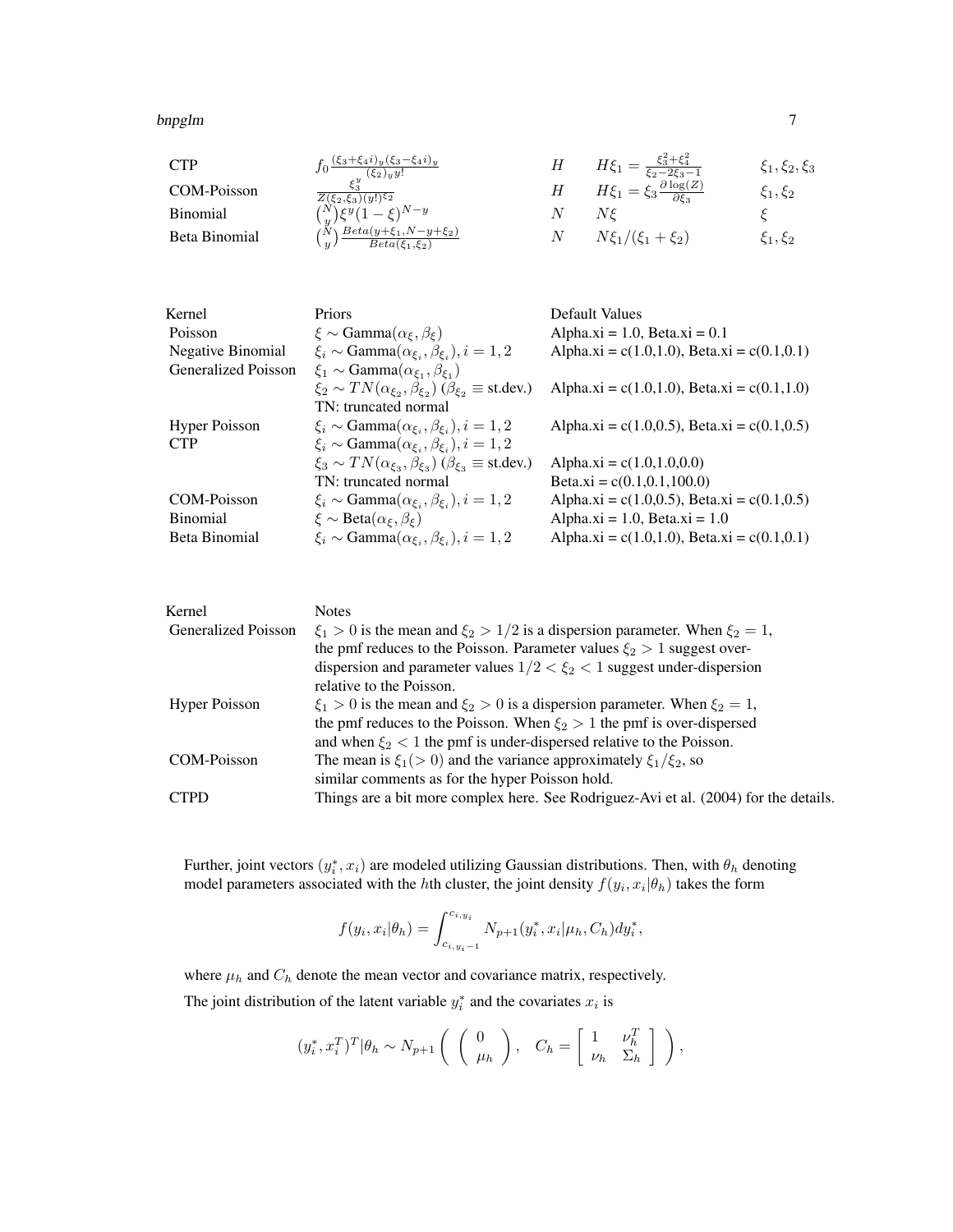| | | | | |
|---|---|---|---|---|
| CTP | $f_0 \frac{(\xi_3+\xi_4 i)_y (\xi_3-\xi_4 i)_y}{(\xi_2)_y y!}$ | $H$ | $H\xi_1 = \frac{\xi_3^2+\xi_4^2}{\xi_2-2\xi_3-1}$ | $\xi_1, \xi_2, \xi_3$ |
| COM-Poisson | $\frac{\xi_3^y}{Z(\xi_2,\xi_3)(y!)^{\xi_2}}$ | $H$ | $H\xi_1 = \xi_3 \frac{\partial \log(Z)}{\partial \xi_3}$ | $\xi_1, \xi_2$ |
| Binomial | $\binom{N}{y}\xi^y(1-\xi)^{N-y}$ | $N$ | $N\xi$ | $\xi$ |
| Beta Binomial | $\binom{N}{y}\frac{Beta(y+\xi_1,N-y+\xi_2)}{Beta(\xi_1,\xi_2)}$ | $N$ | $N\xi_1/(\xi_1+\xi_2)$ | $\xi_1, \xi_2$ |

| Kernel | Priors | Default Values |
|---|---|---|
| Poisson | $\xi \sim \text{Gamma}(\alpha_\xi, \beta_\xi)$ | Alpha.xi = 1.0, Beta.xi = 0.1 |
| Negative Binomial | $\xi_i \sim \text{Gamma}(\alpha_{\xi_i}, \beta_{\xi_i}), i = 1, 2$ | Alpha.xi = c(1.0,1.0), Beta.xi = c(0.1,0.1) |
| Generalized Poisson | $\xi_1 \sim \text{Gamma}(\alpha_{\xi_1}, \beta_{\xi_1})$ | |
| | $\xi_2 \sim TN(\alpha_{\xi_2}, \beta_{\xi_2})$ ($\beta_{\xi_2} \equiv$ st.dev.) | Alpha.xi = c(1.0,1.0), Beta.xi = c(0.1,1.0) |
| | TN: truncated normal | |
| Hyper Poisson | $\xi_i \sim \text{Gamma}(\alpha_{\xi_i}, \beta_{\xi_i}), i = 1, 2$ | Alpha.xi = c(1.0,0.5), Beta.xi = c(0.1,0.5) |
| CTP | $\xi_i \sim \text{Gamma}(\alpha_{\xi_i}, \beta_{\xi_i}), i = 1, 2$ | |
| | $\xi_3 \sim TN(\alpha_{\xi_3}, \beta_{\xi_3})$ ($\beta_{\xi_3} \equiv$ st.dev.) | Alpha.xi = c(1.0,1.0,0.0) |
| | TN: truncated normal | Beta.xi = c(0.1,0.1,100.0) |
| COM-Poisson | $\xi_i \sim \text{Gamma}(\alpha_{\xi_i}, \beta_{\xi_i}), i = 1, 2$ | Alpha.xi = c(1.0,0.5), Beta.xi = c(0.1,0.5) |
| Binomial | $\xi \sim \text{Beta}(\alpha_\xi, \beta_\xi)$ | Alpha.xi = 1.0, Beta.xi = 1.0 |
| Beta Binomial | $\xi_i \sim \text{Gamma}(\alpha_{\xi_i}, \beta_{\xi_i}), i = 1, 2$ | Alpha.xi = c(1.0,1.0), Beta.xi = c(0.1,0.1) |

| Kernel | Notes |
|---|---|
| Generalized Poisson | $\xi_1 > 0$ is the mean and $\xi_2 > 1/2$ is a dispersion parameter. When $\xi_2 = 1$, the pmf reduces to the Poisson. Parameter values $\xi_2 > 1$ suggest over-dispersion and parameter values $1/2 < \xi_2 < 1$ suggest under-dispersion relative to the Poisson. |
| Hyper Poisson | $\xi_1 > 0$ is the mean and $\xi_2 > 0$ is a dispersion parameter. When $\xi_2 = 1$, the pmf reduces to the Poisson. When $\xi_2 > 1$ the pmf is over-dispersed and when $\xi_2 < 1$ the pmf is under-dispersed relative to the Poisson. |
| COM-Poisson | The mean is $\xi_1 (> 0)$ and the variance approximately $\xi_1/\xi_2$, so similar comments as for the hyper Poisson hold. |
| CTPD | Things are a bit more complex here. See Rodriguez-Avi et al. (2004) for the details. |

Further, joint vectors $(y_i^*, x_i)$ are modeled utilizing Gaussian distributions. Then, with $\theta_h$ denoting model parameters associated with the $h$th cluster, the joint density $f(y_i, x_i|\theta_h)$ takes the form

$$f(y_i, x_i|\theta_h) = \int_{c_{i,y_i-1}}^{c_{i,y_i}} N_{p+1}(y_i^*, x_i|\mu_h, C_h) dy_i^*,$$

where $\mu_h$ and $C_h$ denote the mean vector and covariance matrix, respectively.

The joint distribution of the latent variable $y_i^*$ and the covariates $x_i$ is

$$(y_i^*, x_i^T)^T|\theta_h \sim N_{p+1}\left( \left( \begin{array}{c} 0 \\ \mu_h \end{array} \right), \quad C_h = \left[ \begin{array}{cc} 1 & \nu_h^T \\ \nu_h & \Sigma_h \end{array} \right] \right),$$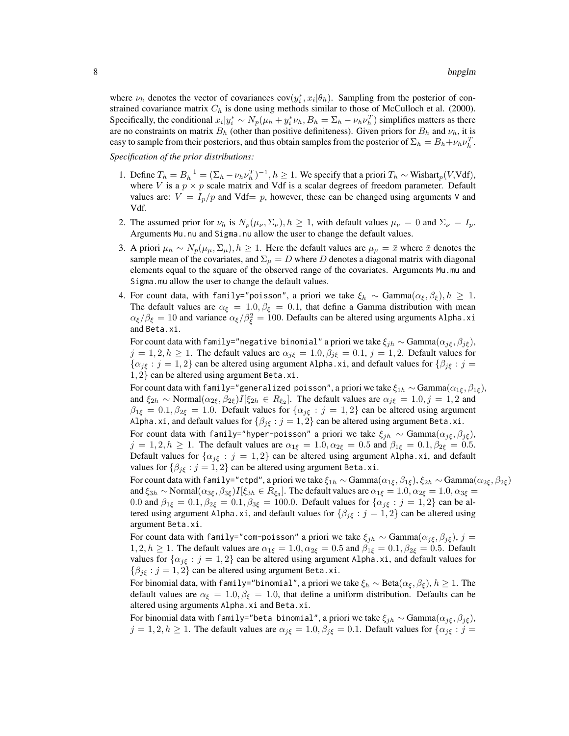where $\nu_h$ denotes the vector of covariances $\text{cov}(y_i^*, x_i|\theta_h)$. Sampling from the posterior of constrained covariance matrix $C_h$ is done using methods similar to those of McCulloch et al. (2000). Specifically, the conditional $x_i|y_i^* \sim N_p(\mu_h + y_i^*\nu_h, B_h = \Sigma_h - \nu_h\nu_h^T)$ simplifies matters as there are no constraints on matrix $B_h$ (other than positive definiteness). Given priors for $B_h$ and $\nu_h$, it is easy to sample from their posteriors, and thus obtain samples from the posterior of $\Sigma_h = B_h + \nu_h\nu_h^T$.

*Specification of the prior distributions:*

1. Define $T_h = B_h^{-1} = (\Sigma_h - \nu_h\nu_h^T)^{-1}, h \geq 1$. We specify that a priori $T_h \sim \text{Wishart}_p(V, \text{Vdf})$, where $V$ is a $p \times p$ scale matrix and Vdf is a scalar degrees of freedom parameter. Default values are: $V = I_p/p$ and Vdf$= p$, however, these can be changed using arguments V and Vdf.
2. The assumed prior for $\nu_h$ is $N_p(\mu_\nu, \Sigma_\nu), h \geq 1$, with default values $\mu_\nu = 0$ and $\Sigma_\nu = I_p$. Arguments Mu.nu and Sigma.nu allow the user to change the default values.
3. A priori $\mu_h \sim N_p(\mu_\mu, \Sigma_\mu), h \geq 1$. Here the default values are $\mu_\mu = \bar{x}$ where $\bar{x}$ denotes the sample mean of the covariates, and $\Sigma_\mu = D$ where $D$ denotes a diagonal matrix with diagonal elements equal to the square of the observed range of the covariates. Arguments Mu.mu and Sigma.mu allow the user to change the default values.
4. For count data, with family="poisson", a priori we take $\xi_h \sim \text{Gamma}(\alpha_\xi, \beta_\xi), h \geq 1$. The default values are $\alpha_\xi = 1.0, \beta_\xi = 0.1$, that define a Gamma distribution with mean $\alpha_\xi/\beta_\xi = 10$ and variance $\alpha_\xi/\beta_\xi^2 = 100$. Defaults can be altered using arguments Alpha.xi and Beta.xi.

   For count data with family="negative binomial" a priori we take $\xi_{jh} \sim \text{Gamma}(\alpha_{j\xi}, \beta_{j\xi})$, $j = 1, 2, h \geq 1$. The default values are $\alpha_{j\xi} = 1.0, \beta_{j\xi} = 0.1, j = 1, 2$. Default values for $\{\alpha_{j\xi} : j = 1, 2\}$ can be altered using argument Alpha.xi, and default values for $\{\beta_{j\xi} : j = 1, 2\}$ can be altered using argument Beta.xi.

   For count data with family="generalized poisson", a priori we take $\xi_{1h} \sim \text{Gamma}(\alpha_{1\xi}, \beta_{1\xi})$, and $\xi_{2h} \sim \text{Normal}(\alpha_{2\xi}, \beta_{2\xi})I[\xi_{2h} \in R_{\xi_2}]$. The default values are $\alpha_{j\xi} = 1.0, j = 1, 2$ and $\beta_{1\xi} = 0.1, \beta_{2\xi} = 1.0$. Default values for $\{\alpha_{j\xi} : j = 1, 2\}$ can be altered using argument Alpha.xi, and default values for $\{\beta_{j\xi} : j = 1, 2\}$ can be altered using argument Beta.xi.

   For count data with family="hyper-poisson" a priori we take $\xi_{jh} \sim \text{Gamma}(\alpha_{j\xi}, \beta_{j\xi})$, $j = 1, 2, h \geq 1$. The default values are $\alpha_{1\xi} = 1.0, \alpha_{2\xi} = 0.5$ and $\beta_{1\xi} = 0.1, \beta_{2\xi} = 0.5$. Default values for $\{\alpha_{j\xi} : j = 1, 2\}$ can be altered using argument Alpha.xi, and default values for $\{\beta_{j\xi} : j = 1, 2\}$ can be altered using argument Beta.xi.

   For count data with family="ctpd", a priori we take $\xi_{1h} \sim \text{Gamma}(\alpha_{1\xi}, \beta_{1\xi}), \xi_{2h} \sim \text{Gamma}(\alpha_{2\xi}, \beta_{2\xi})$ and $\xi_{3h} \sim \text{Normal}(\alpha_{3\xi}, \beta_{3\xi})I[\xi_{3h} \in R_{\xi_3}]$. The default values are $\alpha_{1\xi} = 1.0, \alpha_{2\xi} = 1.0, \alpha_{3\xi} = 0.0$ and $\beta_{1\xi} = 0.1, \beta_{2\xi} = 0.1, \beta_{3\xi} = 100.0$. Default values for $\{\alpha_{j\xi} : j = 1, 2\}$ can be altered using argument Alpha.xi, and default values for $\{\beta_{j\xi} : j = 1, 2\}$ can be altered using argument Beta.xi.

   For count data with family="com-poisson" a priori we take $\xi_{jh} \sim \text{Gamma}(\alpha_{j\xi}, \beta_{j\xi})$, $j = 1, 2, h \geq 1$. The default values are $\alpha_{1\xi} = 1.0, \alpha_{2\xi} = 0.5$ and $\beta_{1\xi} = 0.1, \beta_{2\xi} = 0.5$. Default values for $\{\alpha_{j\xi} : j = 1, 2\}$ can be altered using argument Alpha.xi, and default values for $\{\beta_{j\xi} : j = 1, 2\}$ can be altered using argument Beta.xi.

   For binomial data, with family="binomial", a priori we take $\xi_h \sim \text{Beta}(\alpha_\xi, \beta_\xi), h \geq 1$. The default values are $\alpha_\xi = 1.0, \beta_\xi = 1.0$, that define a uniform distribution. Defaults can be altered using arguments Alpha.xi and Beta.xi.

   For binomial data with family="beta binomial", a priori we take $\xi_{jh} \sim \text{Gamma}(\alpha_{j\xi}, \beta_{j\xi})$, $j = 1, 2, h \geq 1$. The default values are $\alpha_{j\xi} = 1.0, \beta_{j\xi} = 0.1$. Default values for $\{\alpha_{j\xi} : j =$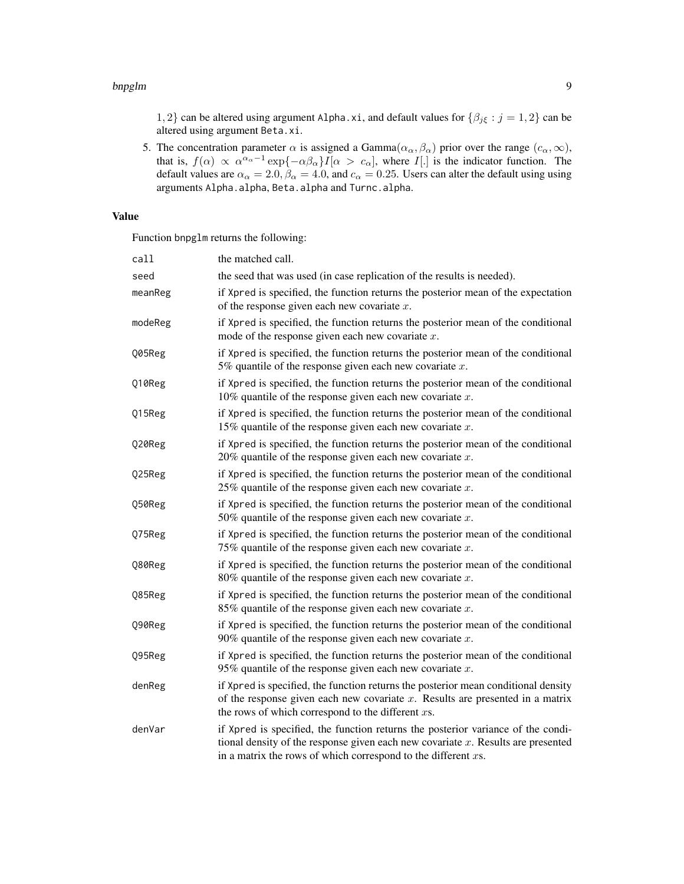1, 2} can be altered using argument Alpha.xi, and default values for $\{\beta_{j\xi} : j = 1, 2\}$ can be altered using argument Beta.xi.

5. The concentration parameter $\alpha$ is assigned a Gamma$(\alpha_\alpha, \beta_\alpha)$ prior over the range $(c_\alpha, \infty)$, that is, $f(\alpha) \propto \alpha^{\alpha_\alpha - 1} \exp\{-\alpha\beta_\alpha\} I[\alpha > c_\alpha]$, where $I[.]$ is the indicator function. The default values are $\alpha_\alpha = 2.0, \beta_\alpha = 4.0$, and $c_\alpha = 0.25$. Users can alter the default using using arguments Alpha.alpha, Beta.alpha and Turnc.alpha.

## Value

Function bnpglm returns the following:

| | |
|---|---|
| call | the matched call. |
| seed | the seed that was used (in case replication of the results is needed). |
| meanReg | if Xpred is specified, the function returns the posterior mean of the expectation of the response given each new covariate $x$. |
| modeReg | if Xpred is specified, the function returns the posterior mean of the conditional mode of the response given each new covariate $x$. |
| Q05Reg | if Xpred is specified, the function returns the posterior mean of the conditional 5% quantile of the response given each new covariate $x$. |
| Q10Reg | if Xpred is specified, the function returns the posterior mean of the conditional 10% quantile of the response given each new covariate $x$. |
| Q15Reg | if Xpred is specified, the function returns the posterior mean of the conditional 15% quantile of the response given each new covariate $x$. |
| Q20Reg | if Xpred is specified, the function returns the posterior mean of the conditional 20% quantile of the response given each new covariate $x$. |
| Q25Reg | if Xpred is specified, the function returns the posterior mean of the conditional 25% quantile of the response given each new covariate $x$. |
| Q50Reg | if Xpred is specified, the function returns the posterior mean of the conditional 50% quantile of the response given each new covariate $x$. |
| Q75Reg | if Xpred is specified, the function returns the posterior mean of the conditional 75% quantile of the response given each new covariate $x$. |
| Q80Reg | if Xpred is specified, the function returns the posterior mean of the conditional 80% quantile of the response given each new covariate $x$. |
| Q85Reg | if Xpred is specified, the function returns the posterior mean of the conditional 85% quantile of the response given each new covariate $x$. |
| Q90Reg | if Xpred is specified, the function returns the posterior mean of the conditional 90% quantile of the response given each new covariate $x$. |
| Q95Reg | if Xpred is specified, the function returns the posterior mean of the conditional 95% quantile of the response given each new covariate $x$. |
| denReg | if Xpred is specified, the function returns the posterior mean conditional density of the response given each new covariate $x$. Results are presented in a matrix the rows of which correspond to the different $x$s. |
| denVar | if Xpred is specified, the function returns the posterior variance of the conditional density of the response given each new covariate $x$. Results are presented in a matrix the rows of which correspond to the different $x$s. |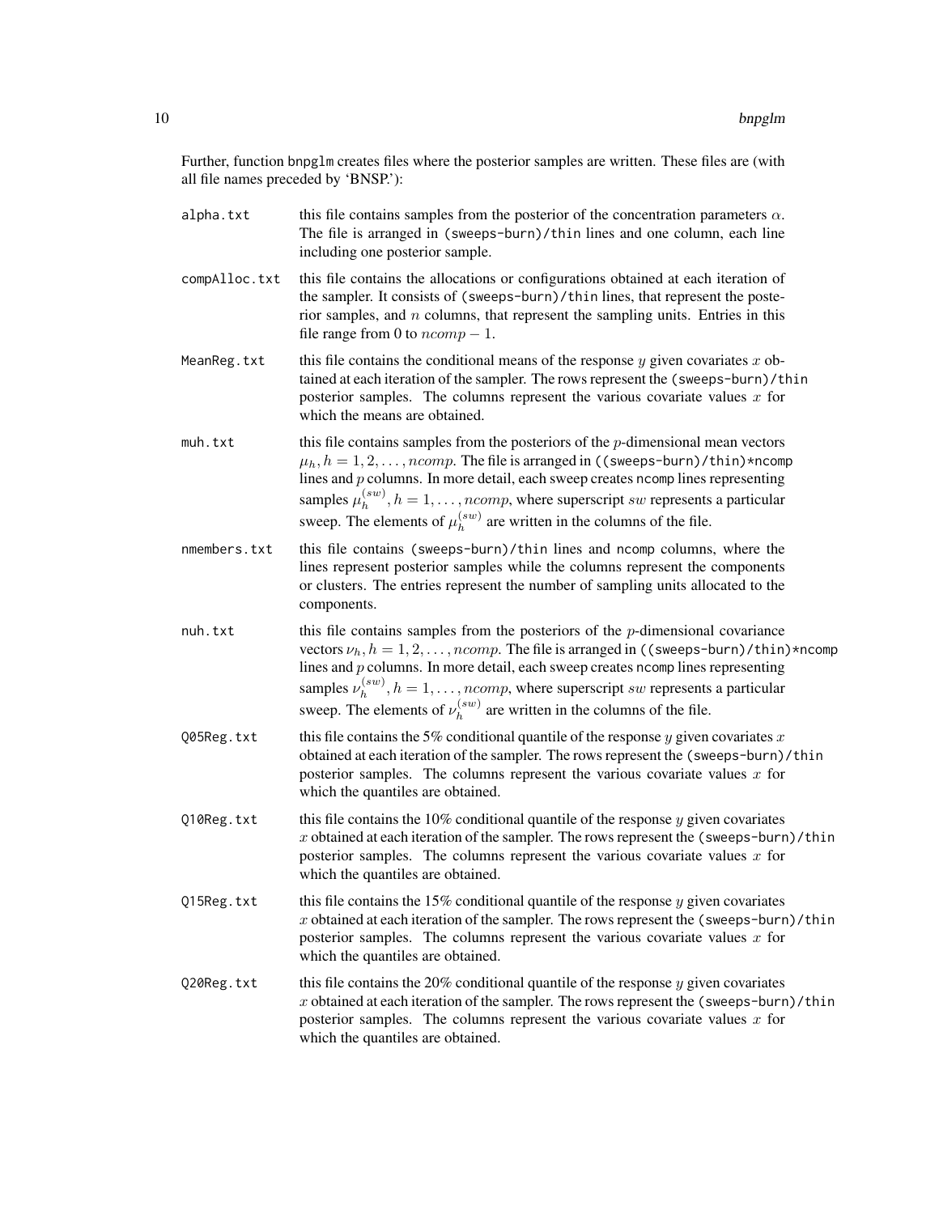Further, function `bnpglm` creates files where the posterior samples are written. These files are (with all file names preceded by 'BNSP.'):

`alpha.txt`
: this file contains samples from the posterior of the concentration parameters $\alpha$. The file is arranged in `(sweeps-burn)/thin` lines and one column, each line including one posterior sample.

`compAlloc.txt`
: this file contains the allocations or configurations obtained at each iteration of the sampler. It consists of `(sweeps-burn)/thin` lines, that represent the posterior samples, and $n$ columns, that represent the sampling units. Entries in this file range from 0 to $ncomp - 1$.

`MeanReg.txt`
: this file contains the conditional means of the response $y$ given covariates $x$ obtained at each iteration of the sampler. The rows represent the `(sweeps-burn)/thin` posterior samples. The columns represent the various covariate values $x$ for which the means are obtained.

`muh.txt`
: this file contains samples from the posteriors of the $p$-dimensional mean vectors $\mu_h, h = 1, 2, \ldots, ncomp$. The file is arranged in `((sweeps-burn)/thin)*ncomp` lines and $p$ columns. In more detail, each sweep creates `ncomp` lines representing samples $\mu_h^{(sw)}, h = 1, \ldots, ncomp$, where superscript $sw$ represents a particular sweep. The elements of $\mu_h^{(sw)}$ are written in the columns of the file.

`nmembers.txt`
: this file contains `(sweeps-burn)/thin` lines and `ncomp` columns, where the lines represent posterior samples while the columns represent the components or clusters. The entries represent the number of sampling units allocated to the components.

`nuh.txt`
: this file contains samples from the posteriors of the $p$-dimensional covariance vectors $\nu_h, h = 1, 2, \ldots, ncomp$. The file is arranged in `((sweeps-burn)/thin)*ncomp` lines and $p$ columns. In more detail, each sweep creates `ncomp` lines representing samples $\nu_h^{(sw)}, h = 1, \ldots, ncomp$, where superscript $sw$ represents a particular sweep. The elements of $\nu_h^{(sw)}$ are written in the columns of the file.

`Q05Reg.txt`
: this file contains the 5% conditional quantile of the response $y$ given covariates $x$ obtained at each iteration of the sampler. The rows represent the `(sweeps-burn)/thin` posterior samples. The columns represent the various covariate values $x$ for which the quantiles are obtained.

`Q10Reg.txt`
: this file contains the 10% conditional quantile of the response $y$ given covariates $x$ obtained at each iteration of the sampler. The rows represent the `(sweeps-burn)/thin` posterior samples. The columns represent the various covariate values $x$ for which the quantiles are obtained.

`Q15Reg.txt`
: this file contains the 15% conditional quantile of the response $y$ given covariates $x$ obtained at each iteration of the sampler. The rows represent the `(sweeps-burn)/thin` posterior samples. The columns represent the various covariate values $x$ for which the quantiles are obtained.

`Q20Reg.txt`
: this file contains the 20% conditional quantile of the response $y$ given covariates $x$ obtained at each iteration of the sampler. The rows represent the `(sweeps-burn)/thin` posterior samples. The columns represent the various covariate values $x$ for which the quantiles are obtained.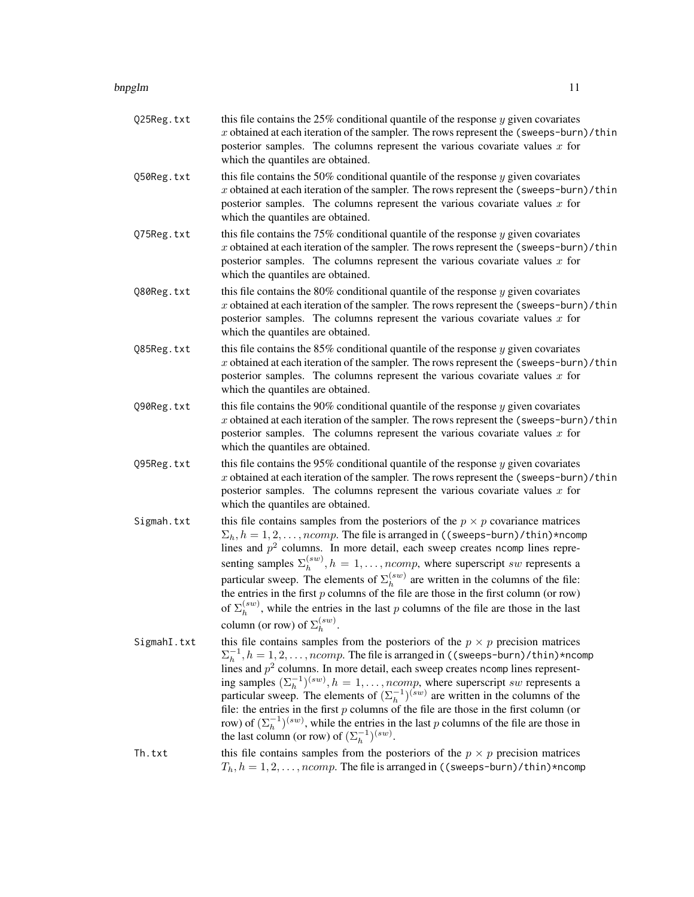Q25Reg.txt
: this file contains the 25% conditional quantile of the response $y$ given covariates $x$ obtained at each iteration of the sampler. The rows represent the `(sweeps-burn)/thin` posterior samples. The columns represent the various covariate values $x$ for which the quantiles are obtained.

Q50Reg.txt
: this file contains the 50% conditional quantile of the response $y$ given covariates $x$ obtained at each iteration of the sampler. The rows represent the `(sweeps-burn)/thin` posterior samples. The columns represent the various covariate values $x$ for which the quantiles are obtained.

Q75Reg.txt
: this file contains the 75% conditional quantile of the response $y$ given covariates $x$ obtained at each iteration of the sampler. The rows represent the `(sweeps-burn)/thin` posterior samples. The columns represent the various covariate values $x$ for which the quantiles are obtained.

Q80Reg.txt
: this file contains the 80% conditional quantile of the response $y$ given covariates $x$ obtained at each iteration of the sampler. The rows represent the `(sweeps-burn)/thin` posterior samples. The columns represent the various covariate values $x$ for which the quantiles are obtained.

Q85Reg.txt
: this file contains the 85% conditional quantile of the response $y$ given covariates $x$ obtained at each iteration of the sampler. The rows represent the `(sweeps-burn)/thin` posterior samples. The columns represent the various covariate values $x$ for which the quantiles are obtained.

Q90Reg.txt
: this file contains the 90% conditional quantile of the response $y$ given covariates $x$ obtained at each iteration of the sampler. The rows represent the `(sweeps-burn)/thin` posterior samples. The columns represent the various covariate values $x$ for which the quantiles are obtained.

Q95Reg.txt
: this file contains the 95% conditional quantile of the response $y$ given covariates $x$ obtained at each iteration of the sampler. The rows represent the `(sweeps-burn)/thin` posterior samples. The columns represent the various covariate values $x$ for which the quantiles are obtained.

Sigmah.txt
: this file contains samples from the posteriors of the $p \times p$ covariance matrices $\Sigma_h, h = 1, 2, \ldots, ncomp$. The file is arranged in `((sweeps-burn)/thin)*ncomp` lines and $p^2$ columns. In more detail, each sweep creates `ncomp` lines representing samples $\Sigma_h^{(sw)}, h = 1, \ldots, ncomp$, where superscript $sw$ represents a particular sweep. The elements of $\Sigma_h^{(sw)}$ are written in the columns of the file: the entries in the first $p$ columns of the file are those in the first column (or row) of $\Sigma_h^{(sw)}$, while the entries in the last $p$ columns of the file are those in the last column (or row) of $\Sigma_h^{(sw)}$.

SigmahI.txt
: this file contains samples from the posteriors of the $p \times p$ precision matrices $\Sigma_h^{-1}, h = 1, 2, \ldots, ncomp$. The file is arranged in `((sweeps-burn)/thin)*ncomp` lines and $p^2$ columns. In more detail, each sweep creates `ncomp` lines representing samples $(\Sigma_h^{-1})^{(sw)}, h = 1, \ldots, ncomp$, where superscript $sw$ represents a particular sweep. The elements of $(\Sigma_h^{-1})^{(sw)}$ are written in the columns of the file: the entries in the first $p$ columns of the file are those in the first column (or row) of $(\Sigma_h^{-1})^{(sw)}$, while the entries in the last $p$ columns of the file are those in the last column (or row) of $(\Sigma_h^{-1})^{(sw)}$.

Th.txt
: this file contains samples from the posteriors of the $p \times p$ precision matrices $T_h, h = 1, 2, \ldots, ncomp$. The file is arranged in `((sweeps-burn)/thin)*ncomp`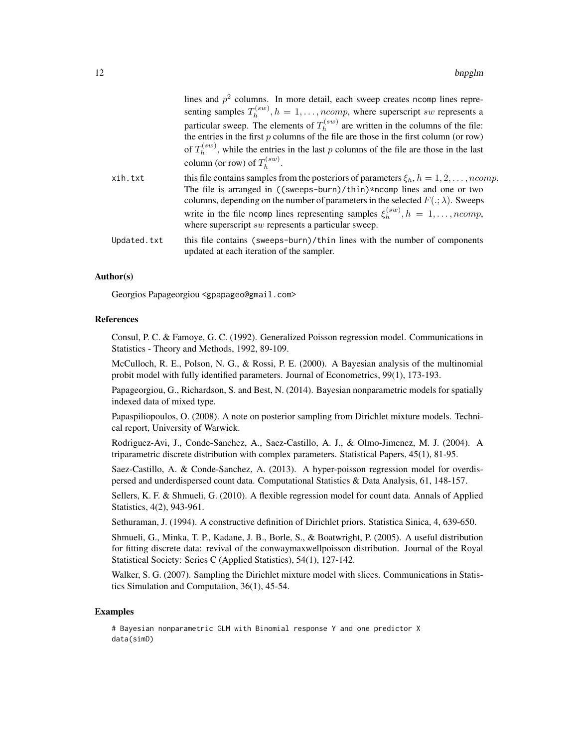lines and $p^2$ columns. In more detail, each sweep creates `ncomp` lines representing samples $T_h^{(sw)}, h = 1, \ldots, ncomp$, where superscript $sw$ represents a particular sweep. The elements of $T_h^{(sw)}$ are written in the columns of the file: the entries in the first $p$ columns of the file are those in the first column (or row) of $T_h^{(sw)}$, while the entries in the last $p$ columns of the file are those in the last column (or row) of $T_h^{(sw)}$.

`xih.txt` — this file contains samples from the posteriors of parameters $\xi_h, h = 1, 2, \ldots, ncomp$. The file is arranged in `((sweeps-burn)/thin)*ncomp` lines and one or two columns, depending on the number of parameters in the selected $F(.;\lambda)$. Sweeps write in the file `ncomp` lines representing samples $\xi_h^{(sw)}, h = 1, \ldots, ncomp$, where superscript $sw$ represents a particular sweep.

`Updated.txt` — this file contains `(sweeps-burn)/thin` lines with the number of components updated at each iteration of the sampler.

### Author(s)

Georgios Papageorgiou <gpapageo@gmail.com>

### References

Consul, P. C. & Famoye, G. C. (1992). Generalized Poisson regression model. Communications in Statistics - Theory and Methods, 1992, 89-109.

McCulloch, R. E., Polson, N. G., & Rossi, P. E. (2000). A Bayesian analysis of the multinomial probit model with fully identified parameters. Journal of Econometrics, 99(1), 173-193.

Papageorgiou, G., Richardson, S. and Best, N. (2014). Bayesian nonparametric models for spatially indexed data of mixed type.

Papaspiliopoulos, O. (2008). A note on posterior sampling from Dirichlet mixture models. Technical report, University of Warwick.

Rodriguez-Avi, J., Conde-Sanchez, A., Saez-Castillo, A. J., & Olmo-Jimenez, M. J. (2004). A triparametric discrete distribution with complex parameters. Statistical Papers, 45(1), 81-95.

Saez-Castillo, A. & Conde-Sanchez, A. (2013). A hyper-poisson regression model for overdispersed and underdispersed count data. Computational Statistics & Data Analysis, 61, 148-157.

Sellers, K. F. & Shmueli, G. (2010). A flexible regression model for count data. Annals of Applied Statistics, 4(2), 943-961.

Sethuraman, J. (1994). A constructive definition of Dirichlet priors. Statistica Sinica, 4, 639-650.

Shmueli, G., Minka, T. P., Kadane, J. B., Borle, S., & Boatwright, P. (2005). A useful distribution for fitting discrete data: revival of the conwaymaxwellpoisson distribution. Journal of the Royal Statistical Society: Series C (Applied Statistics), 54(1), 127-142.

Walker, S. G. (2007). Sampling the Dirichlet mixture model with slices. Communications in Statistics Simulation and Computation, 36(1), 45-54.

### Examples

```
# Bayesian nonparametric GLM with Binomial response Y and one predictor X
data(simD)
```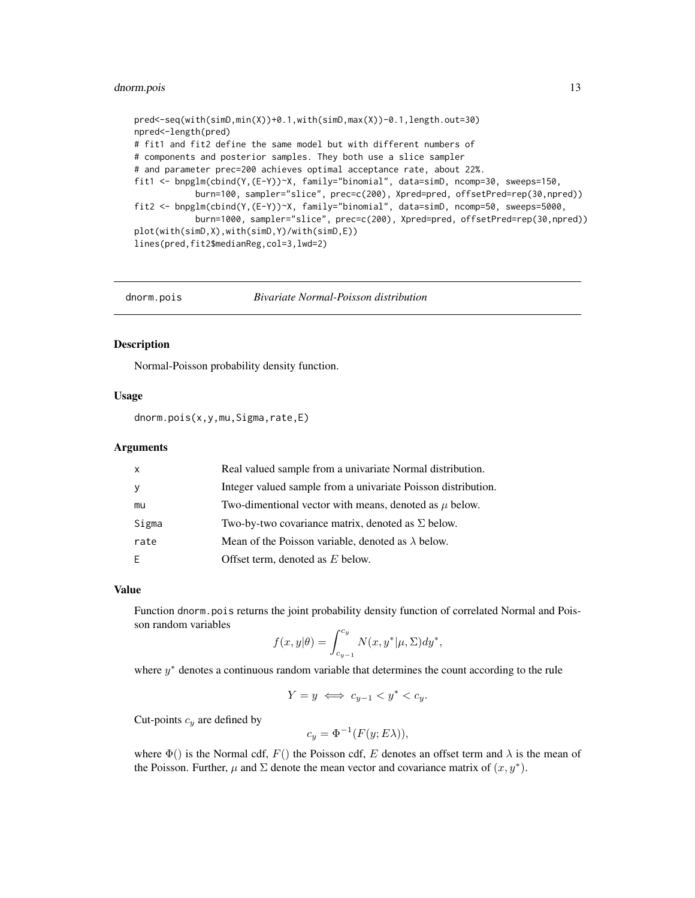```
pred<-seq(with(simD,min(X))+0.1,with(simD,max(X))-0.1,length.out=30)
npred<-length(pred)
# fit1 and fit2 define the same model but with different numbers of
# components and posterior samples. They both use a slice sampler
# and parameter prec=200 achieves optimal acceptance rate, about 22%.
fit1 <- bnpglm(cbind(Y,(E-Y))~X, family="binomial", data=simD, ncomp=30, sweeps=150,
          burn=100, sampler="slice", prec=c(200), Xpred=pred, offsetPred=rep(30,npred))
fit2 <- bnpglm(cbind(Y,(E-Y))~X, family="binomial", data=simD, ncomp=50, sweeps=5000,
          burn=1000, sampler="slice", prec=c(200), Xpred=pred, offsetPred=rep(30,npred))
plot(with(simD,X),with(simD,Y)/with(simD,E))
lines(pred,fit2$medianReg,col=3,lwd=2)
```

## dnorm.pois *Bivariate Normal-Poisson distribution*

### Description

Normal-Poisson probability density function.

### Usage

```
dnorm.pois(x,y,mu,Sigma,rate,E)
```

### Arguments

| | |
|---|---|
| x | Real valued sample from a univariate Normal distribution. |
| y | Integer valued sample from a univariate Poisson distribution. |
| mu | Two-dimentional vector with means, denoted as $\mu$ below. |
| Sigma | Two-by-two covariance matrix, denoted as $\Sigma$ below. |
| rate | Mean of the Poisson variable, denoted as $\lambda$ below. |
| E | Offset term, denoted as $E$ below. |

### Value

Function dnorm.pois returns the joint probability density function of correlated Normal and Poisson random variables

$$f(x, y|\theta) = \int_{c_{y-1}}^{c_y} N(x, y^*|\mu, \Sigma)dy^*,$$

where $y^*$ denotes a continuous random variable that determines the count according to the rule

$$Y = y \iff c_{y-1} < y^* < c_y.$$

Cut-points $c_y$ are defined by

$$c_y = \Phi^{-1}(F(y; E\lambda)),$$

where $\Phi()$ is the Normal cdf, $F()$ the Poisson cdf, $E$ denotes an offset term and $\lambda$ is the mean of the Poisson. Further, $\mu$ and $\Sigma$ denote the mean vector and covariance matrix of $(x, y^*)$.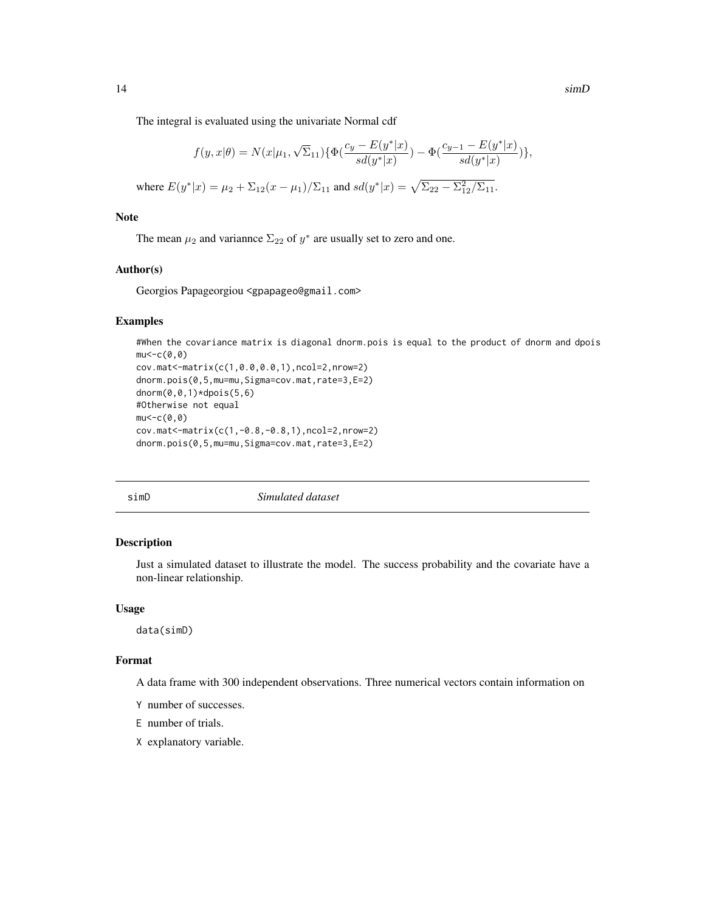The integral is evaluated using the univariate Normal cdf

$$f(y,x|\theta) = N(x|\mu_1, \sqrt{\Sigma}_{11})\{\Phi(\frac{c_y - E(y^*|x)}{sd(y^*|x)}) - \Phi(\frac{c_{y-1} - E(y^*|x)}{sd(y^*|x)})\},$$

where $E(y^*|x) = \mu_2 + \Sigma_{12}(x - \mu_1)/\Sigma_{11}$ and $sd(y^*|x) = \sqrt{\Sigma_{22} - \Sigma_{12}^2/\Sigma_{11}}$.

### Note

The mean $\mu_2$ and variannce $\Sigma_{22}$ of $y^*$ are usually set to zero and one.

### Author(s)

Georgios Papageorgiou <gpapageo@gmail.com>

### Examples

```
#When the covariance matrix is diagonal dnorm.pois is equal to the product of dnorm and dpois
mu<-c(0,0)
cov.mat<-matrix(c(1,0.0,0.0,1),ncol=2,nrow=2)
dnorm.pois(0,5,mu=mu,Sigma=cov.mat,rate=3,E=2)
dnorm(0,0,1)*dpois(5,6)
#Otherwise not equal
mu<-c(0,0)
cov.mat<-matrix(c(1,-0.8,-0.8,1),ncol=2,nrow=2)
dnorm.pois(0,5,mu=mu,Sigma=cov.mat,rate=3,E=2)
```

---

## simD *Simulated dataset*

### Description

Just a simulated dataset to illustrate the model. The success probability and the covariate have a non-linear relationship.

### Usage

```
data(simD)
```

### Format

A data frame with 300 independent observations. Three numerical vectors contain information on

- Y number of successes.
- E number of trials.
- X explanatory variable.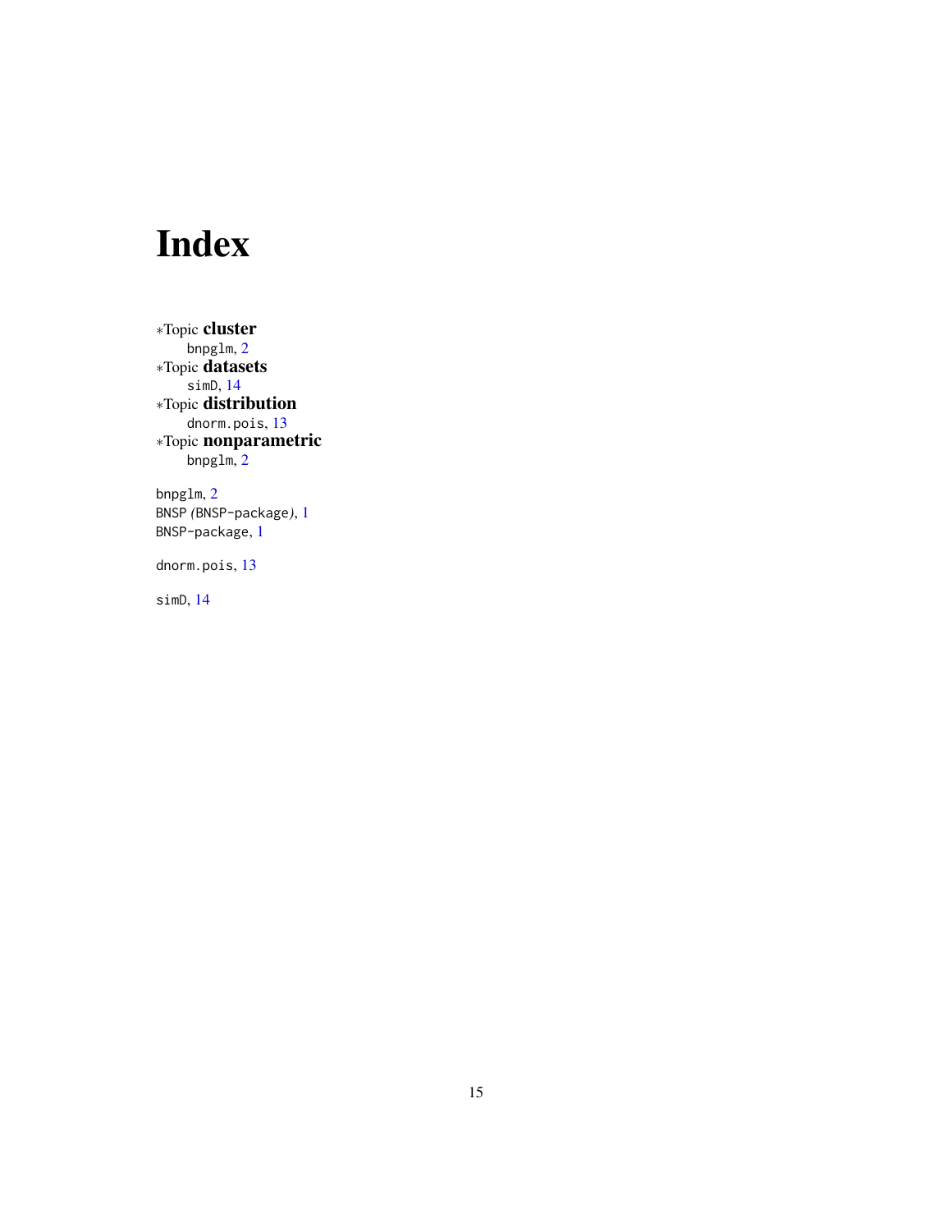# Index

*Topic **cluster**
    bnpglm, 2
*Topic **datasets**
    simD, 14
*Topic **distribution**
    dnorm.pois, 13
*Topic **nonparametric**
    bnpglm, 2

bnpglm, 2
BNSP *(*BNSP-package*)*, 1
BNSP-package, 1

dnorm.pois, 13

simD, 14